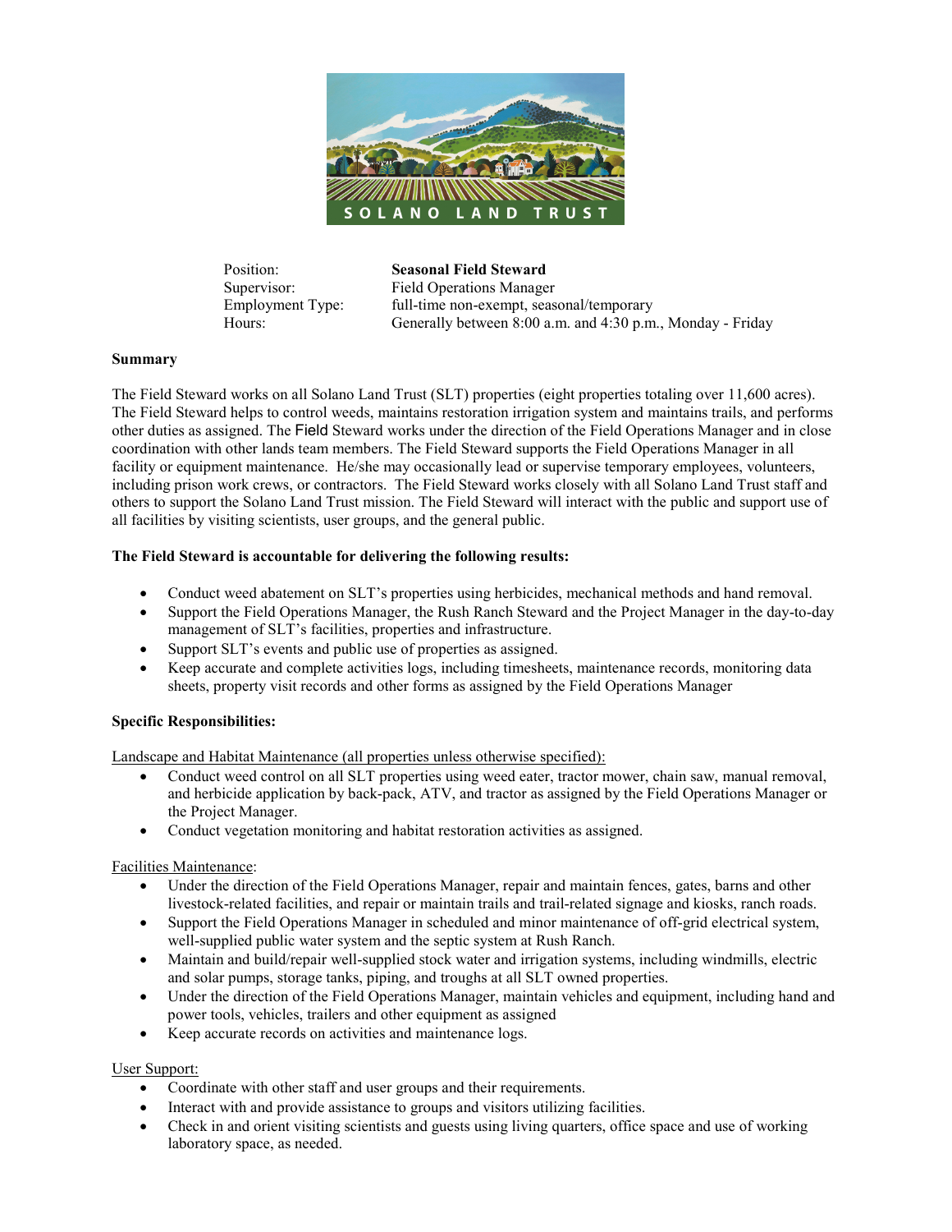SOLANO LAND TRUST

| | |
|---|---|
| Position: | **Seasonal Field Steward** |
| Supervisor: | Field Operations Manager |
| Employment Type: | full-time non-exempt, seasonal/temporary |
| Hours: | Generally between 8:00 a.m. and 4:30 p.m., Monday - Friday |

**Summary**

The Field Steward works on all Solano Land Trust (SLT) properties (eight properties totaling over 11,600 acres). The Field Steward helps to control weeds, maintains restoration irrigation system and maintains trails, and performs other duties as assigned. The Field Steward works under the direction of the Field Operations Manager and in close coordination with other lands team members. The Field Steward supports the Field Operations Manager in all facility or equipment maintenance. He/she may occasionally lead or supervise temporary employees, volunteers, including prison work crews, or contractors. The Field Steward works closely with all Solano Land Trust staff and others to support the Solano Land Trust mission. The Field Steward will interact with the public and support use of all facilities by visiting scientists, user groups, and the general public.

**The Field Steward is accountable for delivering the following results:**

- Conduct weed abatement on SLT's properties using herbicides, mechanical methods and hand removal.
- Support the Field Operations Manager, the Rush Ranch Steward and the Project Manager in the day-to-day management of SLT's facilities, properties and infrastructure.
- Support SLT's events and public use of properties as assigned.
- Keep accurate and complete activities logs, including timesheets, maintenance records, monitoring data sheets, property visit records and other forms as assigned by the Field Operations Manager

**Specific Responsibilities:**

Landscape and Habitat Maintenance (all properties unless otherwise specified):

- Conduct weed control on all SLT properties using weed eater, tractor mower, chain saw, manual removal, and herbicide application by back-pack, ATV, and tractor as assigned by the Field Operations Manager or the Project Manager.
- Conduct vegetation monitoring and habitat restoration activities as assigned.

Facilities Maintenance:

- Under the direction of the Field Operations Manager, repair and maintain fences, gates, barns and other livestock-related facilities, and repair or maintain trails and trail-related signage and kiosks, ranch roads.
- Support the Field Operations Manager in scheduled and minor maintenance of off-grid electrical system, well-supplied public water system and the septic system at Rush Ranch.
- Maintain and build/repair well-supplied stock water and irrigation systems, including windmills, electric and solar pumps, storage tanks, piping, and troughs at all SLT owned properties.
- Under the direction of the Field Operations Manager, maintain vehicles and equipment, including hand and power tools, vehicles, trailers and other equipment as assigned
- Keep accurate records on activities and maintenance logs.

User Support:

- Coordinate with other staff and user groups and their requirements.
- Interact with and provide assistance to groups and visitors utilizing facilities.
- Check in and orient visiting scientists and guests using living quarters, office space and use of working laboratory space, as needed.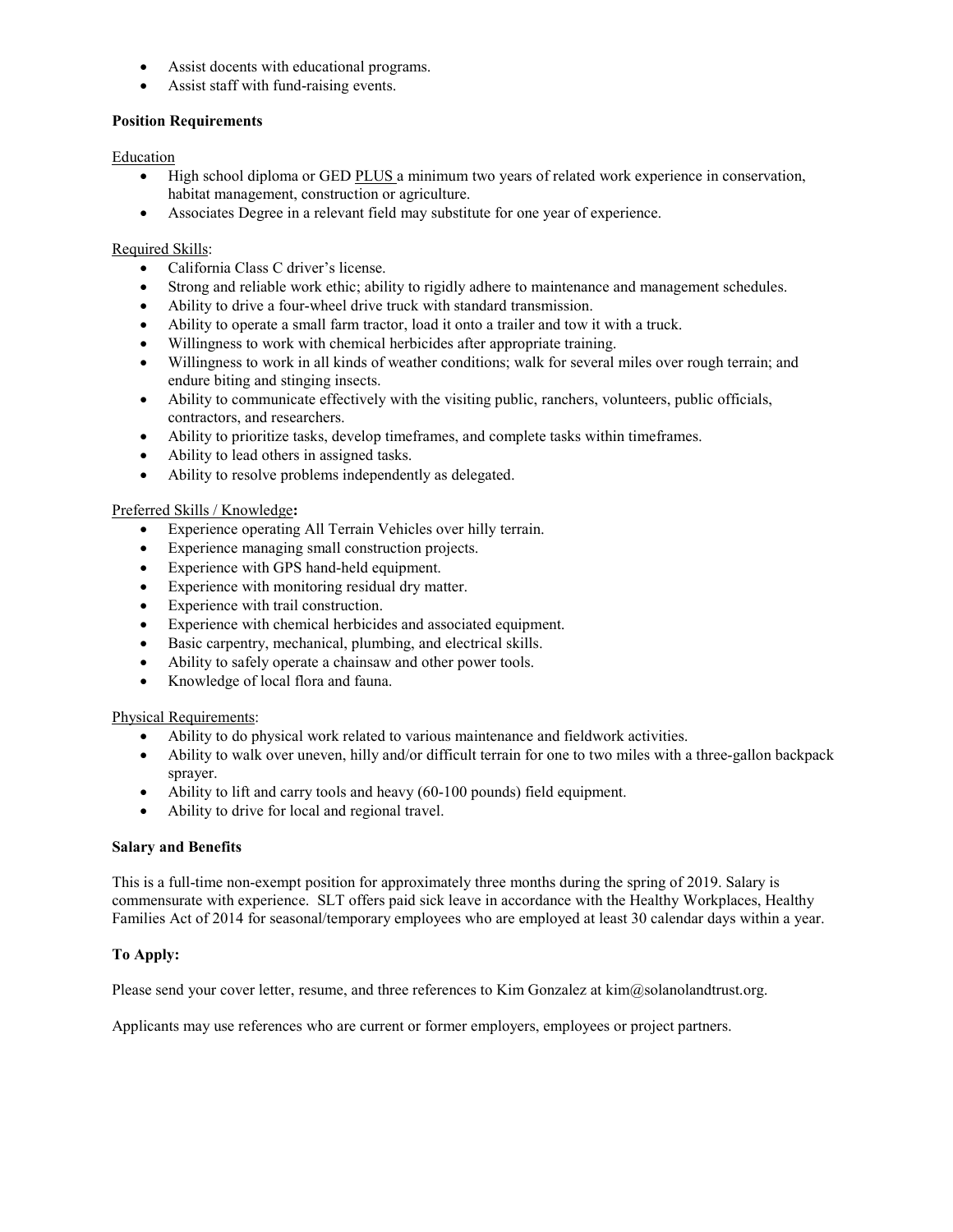- Assist docents with educational programs.
- Assist staff with fund-raising events.

**Position Requirements**

Education

- High school diploma or GED PLUS a minimum two years of related work experience in conservation, habitat management, construction or agriculture.
- Associates Degree in a relevant field may substitute for one year of experience.

Required Skills:

- California Class C driver's license.
- Strong and reliable work ethic; ability to rigidly adhere to maintenance and management schedules.
- Ability to drive a four-wheel drive truck with standard transmission.
- Ability to operate a small farm tractor, load it onto a trailer and tow it with a truck.
- Willingness to work with chemical herbicides after appropriate training.
- Willingness to work in all kinds of weather conditions; walk for several miles over rough terrain; and endure biting and stinging insects.
- Ability to communicate effectively with the visiting public, ranchers, volunteers, public officials, contractors, and researchers.
- Ability to prioritize tasks, develop timeframes, and complete tasks within timeframes.
- Ability to lead others in assigned tasks.
- Ability to resolve problems independently as delegated.

Preferred Skills / Knowledge**:**

- Experience operating All Terrain Vehicles over hilly terrain.
- Experience managing small construction projects.
- Experience with GPS hand-held equipment.
- Experience with monitoring residual dry matter.
- Experience with trail construction.
- Experience with chemical herbicides and associated equipment.
- Basic carpentry, mechanical, plumbing, and electrical skills.
- Ability to safely operate a chainsaw and other power tools.
- Knowledge of local flora and fauna.

Physical Requirements:

- Ability to do physical work related to various maintenance and fieldwork activities.
- Ability to walk over uneven, hilly and/or difficult terrain for one to two miles with a three-gallon backpack sprayer.
- Ability to lift and carry tools and heavy (60-100 pounds) field equipment.
- Ability to drive for local and regional travel.

**Salary and Benefits**

This is a full-time non-exempt position for approximately three months during the spring of 2019. Salary is commensurate with experience. SLT offers paid sick leave in accordance with the Healthy Workplaces, Healthy Families Act of 2014 for seasonal/temporary employees who are employed at least 30 calendar days within a year.

**To Apply:**

Please send your cover letter, resume, and three references to Kim Gonzalez at kim@solanolandtrust.org.

Applicants may use references who are current or former employers, employees or project partners.